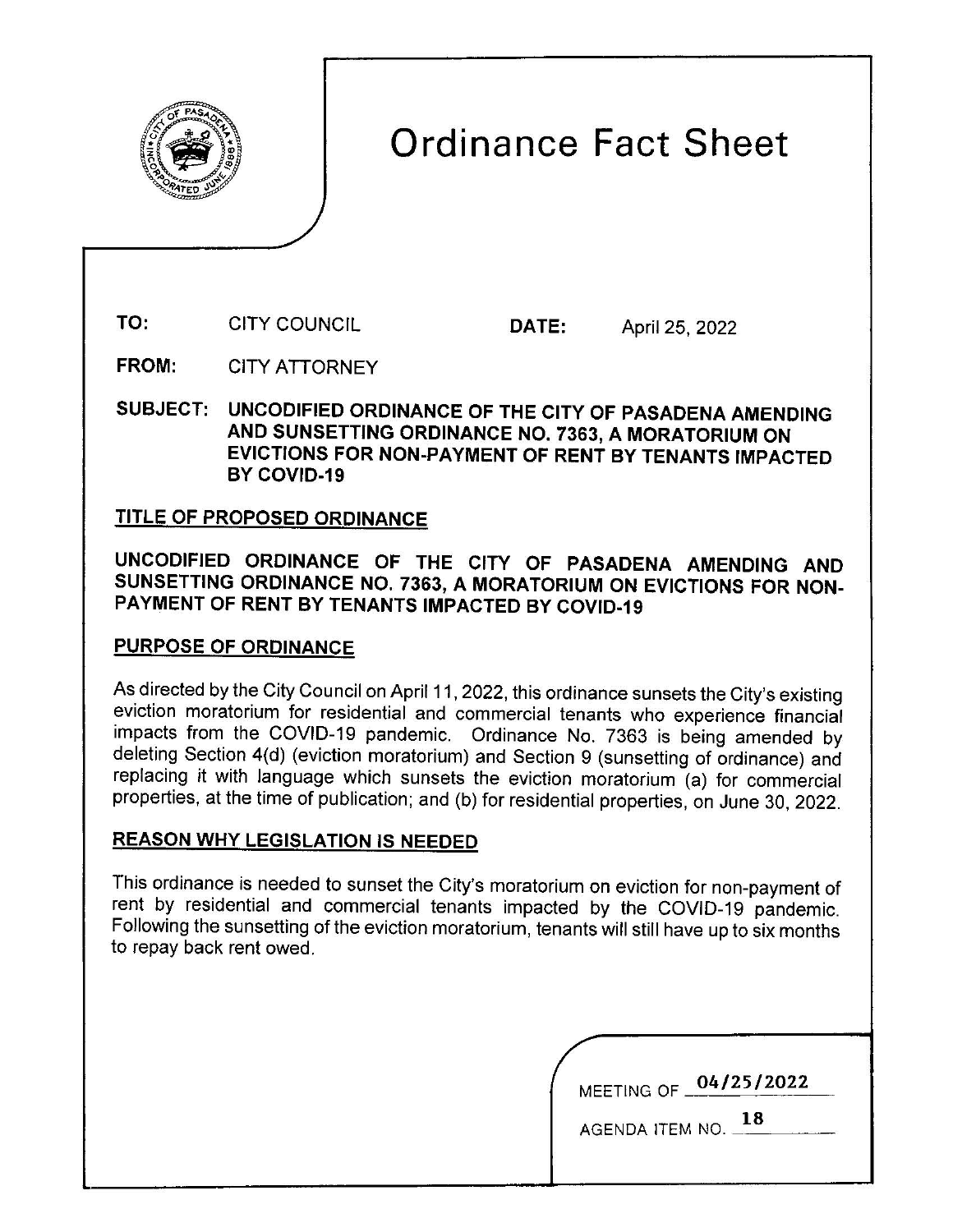# Ordinance Fact Sheet

**TO:** CITY COUNCIL **DATE:** April 25, 2022

**FROM:** CITY ATTORNEY

**SUBJECT: UNCODIFIED ORDINANCE OF THE CITY OF PASADENA AMENDING AND SUNSETTING ORDINANCE NO. 7363, A MORATORIUM ON EVICTIONS FOR NON-PAYMENT OF RENT BY TENANTS IMPACTED BY COVID-19**

## TITLE OF PROPOSED ORDINANCE

**UNCODIFIED ORDINANCE OF THE CITY OF PASADENA AMENDING AND SUNSETTING ORDINANCE NO. 7363, A MORATORIUM ON EVICTIONS FOR NON-PAYMENT OF RENT BY TENANTS IMPACTED BY COVID-19**

## PURPOSE OF ORDINANCE

As directed by the City Council on April 11, 2022, this ordinance sunsets the City's existing eviction moratorium for residential and commercial tenants who experience financial impacts from the COVID-19 pandemic. Ordinance No. 7363 is being amended by deleting Section 4(d) (eviction moratorium) and Section 9 (sunsetting of ordinance) and replacing it with language which sunsets the eviction moratorium (a) for commercial properties, at the time of publication; and (b) for residential properties, on June 30, 2022.

## REASON WHY LEGISLATION IS NEEDED

This ordinance is needed to sunset the City's moratorium on eviction for non-payment of rent by residential and commercial tenants impacted by the COVID-19 pandemic. Following the sunsetting of the eviction moratorium, tenants will still have up to six months to repay back rent owed.

MEETING OF 04/25/2022

AGENDA ITEM NO. 18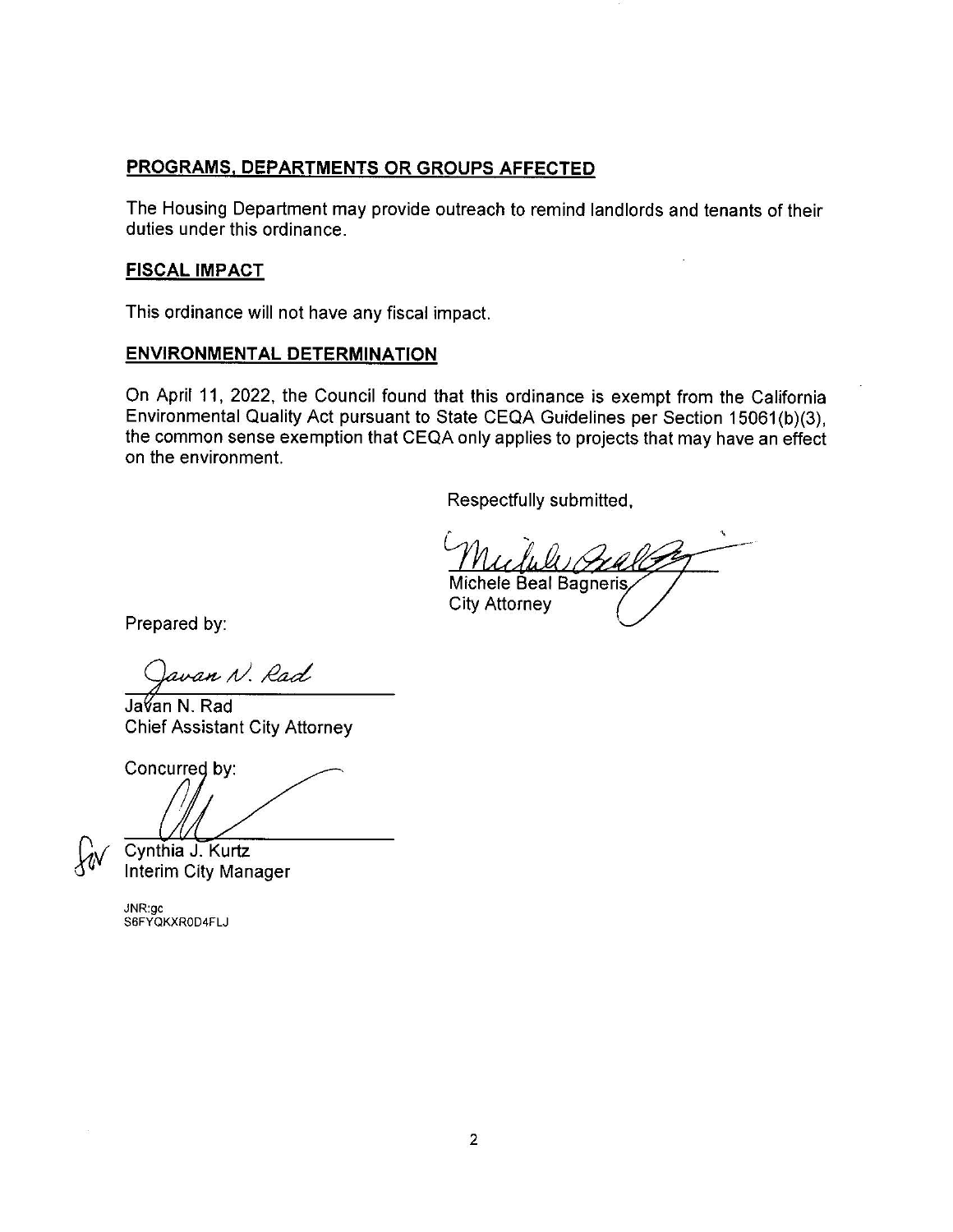## PROGRAMS, DEPARTMENTS OR GROUPS AFFECTED

The Housing Department may provide outreach to remind landlords and tenants of their duties under this ordinance.

## FISCAL IMPACT

This ordinance will not have any fiscal impact.

## ENVIRONMENTAL DETERMINATION

On April 11, 2022, the Council found that this ordinance is exempt from the California Environmental Quality Act pursuant to State CEQA Guidelines per Section 15061(b)(3), the common sense exemption that CEQA only applies to projects that may have an effect on the environment.

Respectfully submitted,

Michele Beal Bagneris
City Attorney

Prepared by:

Javan N. Rad
Chief Assistant City Attorney

Concurred by:

for Cynthia J. Kurtz
Interim City Manager

JNR:gc
S6FYQKXR0D4FLJ